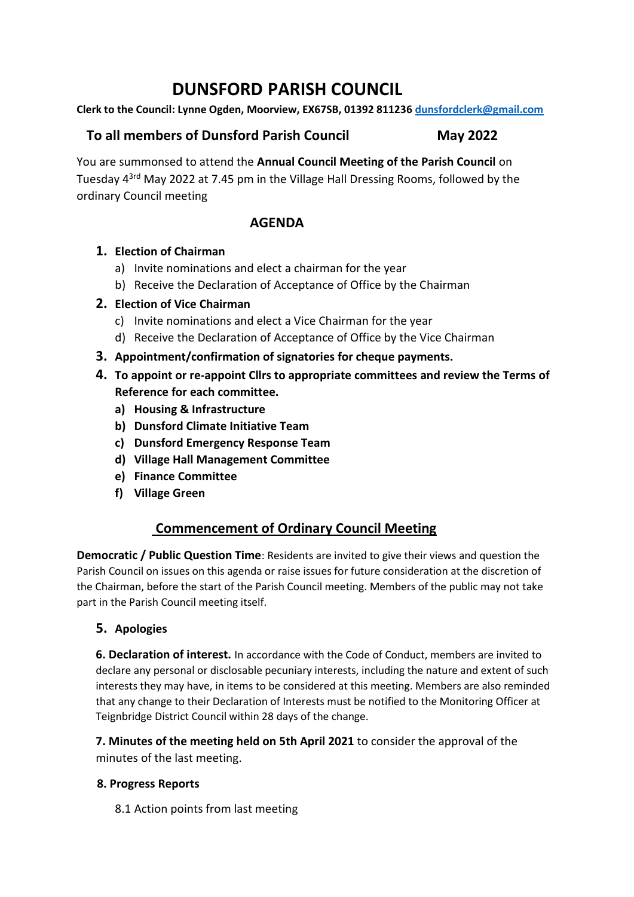# DUNSFORD PARISH COUNCIL

**Clerk to the Council: Lynne Ogden, Moorview, EX67SB, 01392 811236 dunsfordclerk@gmail.com**

## To all members of Dunsford Parish Council May 2022

You are summonsed to attend the **Annual Council Meeting of the Parish Council** on Tuesday 4[3rd] May 2022 at 7.45 pm in the Village Hall Dressing Rooms, followed by the ordinary Council meeting

## AGENDA

1. **Election of Chairman**
   a) Invite nominations and elect a chairman for the year
   b) Receive the Declaration of Acceptance of Office by the Chairman
2. **Election of Vice Chairman**
   c) Invite nominations and elect a Vice Chairman for the year
   d) Receive the Declaration of Acceptance of Office by the Vice Chairman
3. **Appointment/confirmation of signatories for cheque payments.**
4. **To appoint or re-appoint Cllrs to appropriate committees and review the Terms of Reference for each committee.**
   **a) Housing & Infrastructure**
   **b) Dunsford Climate Initiative Team**
   **c) Dunsford Emergency Response Team**
   **d) Village Hall Management Committee**
   **e) Finance Committee**
   **f) Village Green**

## Commencement of Ordinary Council Meeting

**Democratic / Public Question Time**: Residents are invited to give their views and question the Parish Council on issues on this agenda or raise issues for future consideration at the discretion of the Chairman, before the start of the Parish Council meeting. Members of the public may not take part in the Parish Council meeting itself.

5. **Apologies**

**6. Declaration of interest.** In accordance with the Code of Conduct, members are invited to declare any personal or disclosable pecuniary interests, including the nature and extent of such interests they may have, in items to be considered at this meeting. Members are also reminded that any change to their Declaration of Interests must be notified to the Monitoring Officer at Teignbridge District Council within 28 days of the change.

**7. Minutes of the meeting held on 5th April 2021** to consider the approval of the minutes of the last meeting.

**8. Progress Reports**

8.1 Action points from last meeting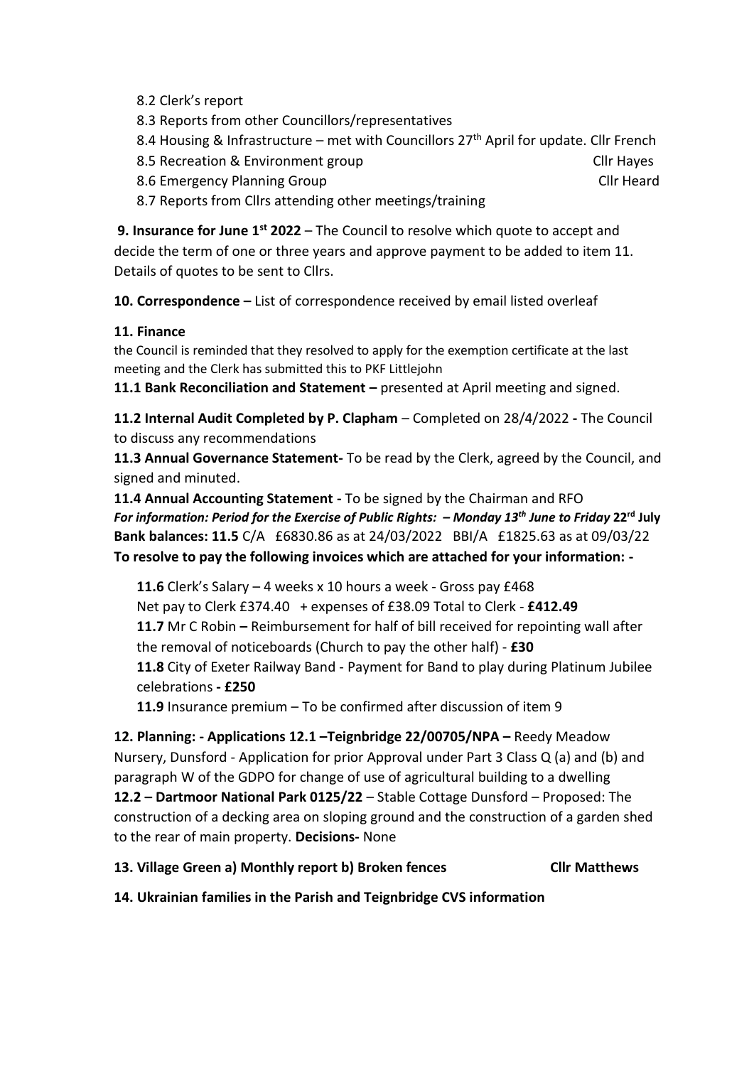8.2 Clerk's report

8.3 Reports from other Councillors/representatives

8.4 Housing & Infrastructure – met with Councillors 27th April for update. Cllr French

8.5 Recreation & Environment group Cllr Hayes

8.6 Emergency Planning Group Cllr Heard

8.7 Reports from Cllrs attending other meetings/training

**9. Insurance for June 1st 2022** – The Council to resolve which quote to accept and decide the term of one or three years and approve payment to be added to item 11. Details of quotes to be sent to Cllrs.

**10. Correspondence –** List of correspondence received by email listed overleaf

**11. Finance**

the Council is reminded that they resolved to apply for the exemption certificate at the last meeting and the Clerk has submitted this to PKF Littlejohn

**11.1 Bank Reconciliation and Statement –** presented at April meeting and signed.

**11.2 Internal Audit Completed by P. Clapham** – Completed on 28/4/2022 **-** The Council to discuss any recommendations

**11.3 Annual Governance Statement-** To be read by the Clerk, agreed by the Council, and signed and minuted.

**11.4 Annual Accounting Statement -** To be signed by the Chairman and RFO

***For information: Period for the Exercise of Public Rights: – Monday 13th June to Friday* 22rd July**

**Bank balances: 11.5** C/A £6830.86 as at 24/03/2022 BBI/A £1825.63 as at 09/03/22

**To resolve to pay the following invoices which are attached for your information: -**

**11.6** Clerk's Salary – 4 weeks x 10 hours a week - Gross pay £468
Net pay to Clerk £374.40 + expenses of £38.09 Total to Clerk - **£412.49**

**11.7** Mr C Robin **–** Reimbursement for half of bill received for repointing wall after the removal of noticeboards (Church to pay the other half) - **£30**

**11.8** City of Exeter Railway Band - Payment for Band to play during Platinum Jubilee celebrations **- £250**

**11.9** Insurance premium – To be confirmed after discussion of item 9

**12. Planning: - Applications 12.1 –Teignbridge 22/00705/NPA –** Reedy Meadow Nursery, Dunsford - Application for prior Approval under Part 3 Class Q (a) and (b) and paragraph W of the GDPO for change of use of agricultural building to a dwelling

**12.2 – Dartmoor National Park 0125/22** – Stable Cottage Dunsford – Proposed: The construction of a decking area on sloping ground and the construction of a garden shed to the rear of main property. **Decisions-** None

**13. Village Green a) Monthly report b) Broken fences Cllr Matthews**

**14. Ukrainian families in the Parish and Teignbridge CVS information**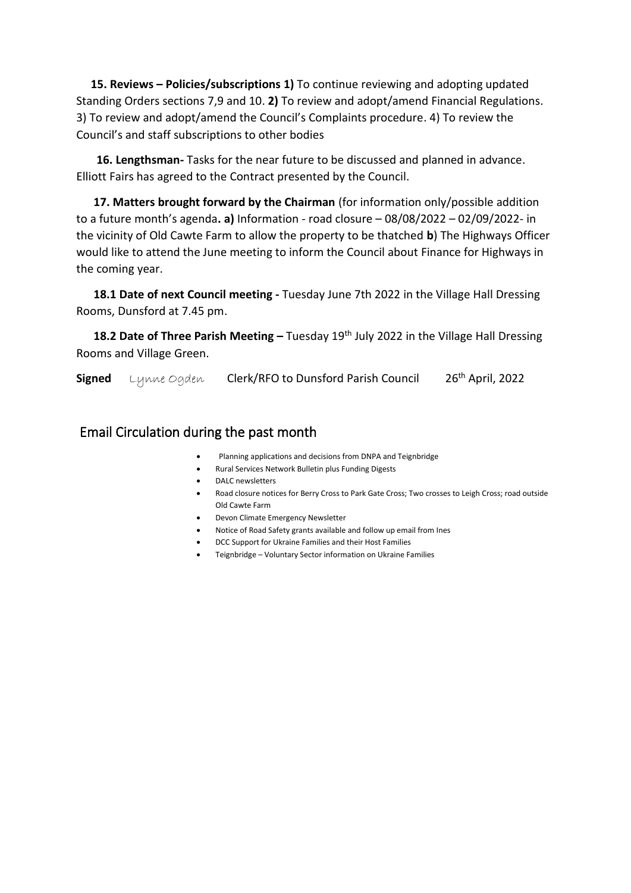**15. Reviews – Policies/subscriptions 1)** To continue reviewing and adopting updated Standing Orders sections 7,9 and 10. **2)** To review and adopt/amend Financial Regulations. 3) To review and adopt/amend the Council's Complaints procedure. 4) To review the Council's and staff subscriptions to other bodies

**16. Lengthsman-** Tasks for the near future to be discussed and planned in advance. Elliott Fairs has agreed to the Contract presented by the Council.

**17. Matters brought forward by the Chairman** (for information only/possible addition to a future month's agenda**. a)** Information - road closure – 08/08/2022 – 02/09/2022- in the vicinity of Old Cawte Farm to allow the property to be thatched **b**) The Highways Officer would like to attend the June meeting to inform the Council about Finance for Highways in the coming year.

**18.1 Date of next Council meeting -** Tuesday June 7th 2022 in the Village Hall Dressing Rooms, Dunsford at 7.45 pm.

**18.2 Date of Three Parish Meeting –** Tuesday 19th July 2022 in the Village Hall Dressing Rooms and Village Green.

**Signed** Lynne Ogden Clerk/RFO to Dunsford Parish Council 26th April, 2022

## Email Circulation during the past month

- Planning applications and decisions from DNPA and Teignbridge
- Rural Services Network Bulletin plus Funding Digests
- DALC newsletters
- Road closure notices for Berry Cross to Park Gate Cross; Two crosses to Leigh Cross; road outside Old Cawte Farm
- Devon Climate Emergency Newsletter
- Notice of Road Safety grants available and follow up email from Ines
- DCC Support for Ukraine Families and their Host Families
- Teignbridge – Voluntary Sector information on Ukraine Families